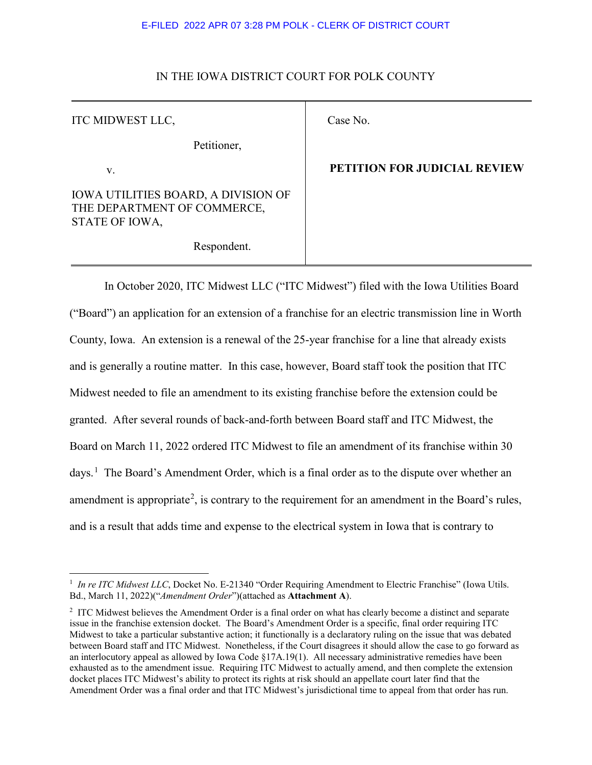E-FILED 2022 APR 07 3:28 PM POLK - CLERK OF DISTRICT COURT

IN THE IOWA DISTRICT COURT FOR POLK COUNTY

| | |
|---|---|
| ITC MIDWEST LLC,<br><br>Petitioner,<br><br>v.<br><br>IOWA UTILITIES BOARD, A DIVISION OF THE DEPARTMENT OF COMMERCE, STATE OF IOWA,<br><br>Respondent. | Case No.<br><br>**PETITION FOR JUDICIAL REVIEW** |

In October 2020, ITC Midwest LLC ("ITC Midwest") filed with the Iowa Utilities Board ("Board") an application for an extension of a franchise for an electric transmission line in Worth County, Iowa. An extension is a renewal of the 25-year franchise for a line that already exists and is generally a routine matter. In this case, however, Board staff took the position that ITC Midwest needed to file an amendment to its existing franchise before the extension could be granted. After several rounds of back-and-forth between Board staff and ITC Midwest, the Board on March 11, 2022 ordered ITC Midwest to file an amendment of its franchise within 30 days.[1] The Board's Amendment Order, which is a final order as to the dispute over whether an amendment is appropriate[2], is contrary to the requirement for an amendment in the Board's rules, and is a result that adds time and expense to the electrical system in Iowa that is contrary to

[1] *In re ITC Midwest LLC*, Docket No. E-21340 "Order Requiring Amendment to Electric Franchise" (Iowa Utils. Bd., March 11, 2022)("*Amendment Order*")(attached as **Attachment A**).

[2] ITC Midwest believes the Amendment Order is a final order on what has clearly become a distinct and separate issue in the franchise extension docket. The Board's Amendment Order is a specific, final order requiring ITC Midwest to take a particular substantive action; it functionally is a declaratory ruling on the issue that was debated between Board staff and ITC Midwest. Nonetheless, if the Court disagrees it should allow the case to go forward as an interlocutory appeal as allowed by Iowa Code §17A.19(1). All necessary administrative remedies have been exhausted as to the amendment issue. Requiring ITC Midwest to actually amend, and then complete the extension docket places ITC Midwest's ability to protect its rights at risk should an appellate court later find that the Amendment Order was a final order and that ITC Midwest's jurisdictional time to appeal from that order has run.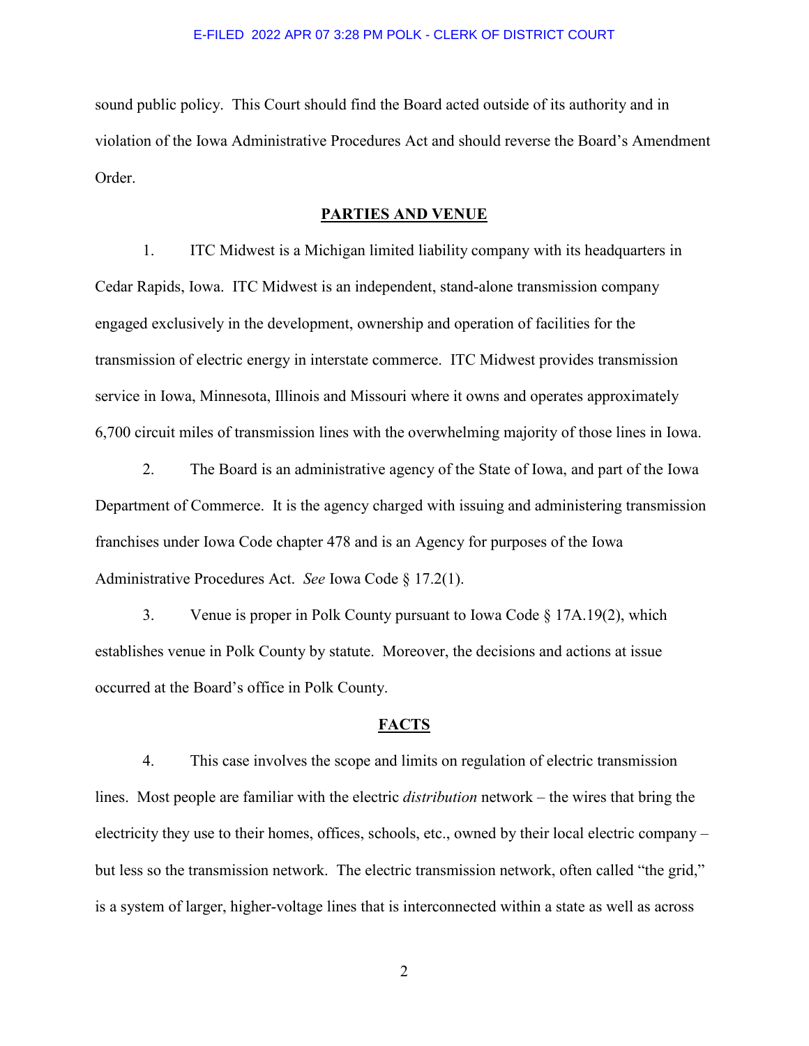sound public policy. This Court should find the Board acted outside of its authority and in violation of the Iowa Administrative Procedures Act and should reverse the Board's Amendment Order.

## PARTIES AND VENUE

1. ITC Midwest is a Michigan limited liability company with its headquarters in Cedar Rapids, Iowa. ITC Midwest is an independent, stand-alone transmission company engaged exclusively in the development, ownership and operation of facilities for the transmission of electric energy in interstate commerce. ITC Midwest provides transmission service in Iowa, Minnesota, Illinois and Missouri where it owns and operates approximately 6,700 circuit miles of transmission lines with the overwhelming majority of those lines in Iowa.

2. The Board is an administrative agency of the State of Iowa, and part of the Iowa Department of Commerce. It is the agency charged with issuing and administering transmission franchises under Iowa Code chapter 478 and is an Agency for purposes of the Iowa Administrative Procedures Act. *See* Iowa Code § 17.2(1).

3. Venue is proper in Polk County pursuant to Iowa Code § 17A.19(2), which establishes venue in Polk County by statute. Moreover, the decisions and actions at issue occurred at the Board's office in Polk County.

## FACTS

4. This case involves the scope and limits on regulation of electric transmission lines. Most people are familiar with the electric *distribution* network – the wires that bring the electricity they use to their homes, offices, schools, etc., owned by their local electric company – but less so the transmission network. The electric transmission network, often called "the grid," is a system of larger, higher-voltage lines that is interconnected within a state as well as across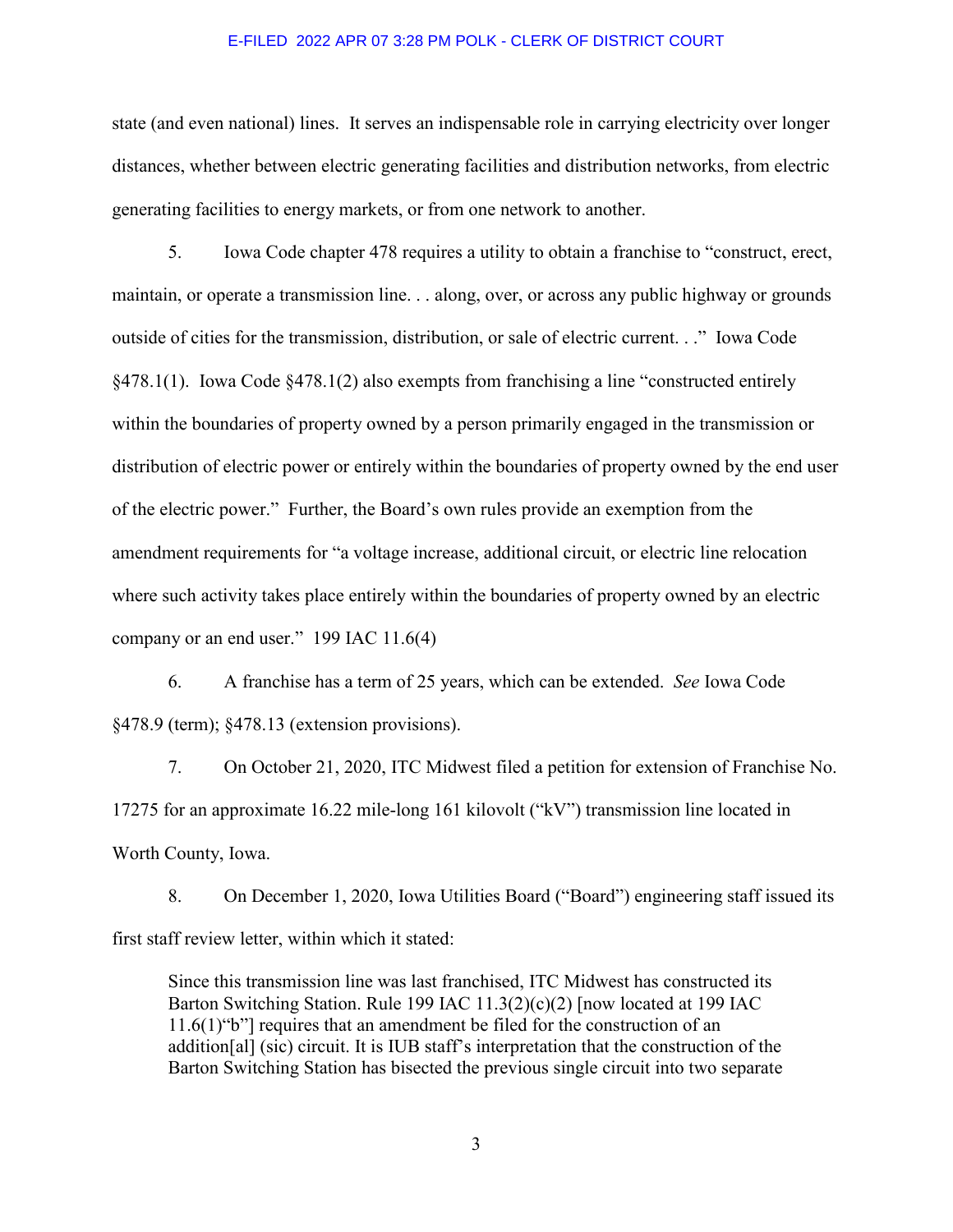state (and even national) lines. It serves an indispensable role in carrying electricity over longer distances, whether between electric generating facilities and distribution networks, from electric generating facilities to energy markets, or from one network to another.

5. Iowa Code chapter 478 requires a utility to obtain a franchise to "construct, erect, maintain, or operate a transmission line. . . along, over, or across any public highway or grounds outside of cities for the transmission, distribution, or sale of electric current. . ." Iowa Code §478.1(1). Iowa Code §478.1(2) also exempts from franchising a line "constructed entirely within the boundaries of property owned by a person primarily engaged in the transmission or distribution of electric power or entirely within the boundaries of property owned by the end user of the electric power." Further, the Board's own rules provide an exemption from the amendment requirements for "a voltage increase, additional circuit, or electric line relocation where such activity takes place entirely within the boundaries of property owned by an electric company or an end user." 199 IAC 11.6(4)

6. A franchise has a term of 25 years, which can be extended. *See* Iowa Code §478.9 (term); §478.13 (extension provisions).

7. On October 21, 2020, ITC Midwest filed a petition for extension of Franchise No. 17275 for an approximate 16.22 mile-long 161 kilovolt ("kV") transmission line located in Worth County, Iowa.

8. On December 1, 2020, Iowa Utilities Board ("Board") engineering staff issued its first staff review letter, within which it stated:

> Since this transmission line was last franchised, ITC Midwest has constructed its Barton Switching Station. Rule 199 IAC 11.3(2)(c)(2) [now located at 199 IAC 11.6(1)"b"] requires that an amendment be filed for the construction of an addition[al] (sic) circuit. It is IUB staff's interpretation that the construction of the Barton Switching Station has bisected the previous single circuit into two separate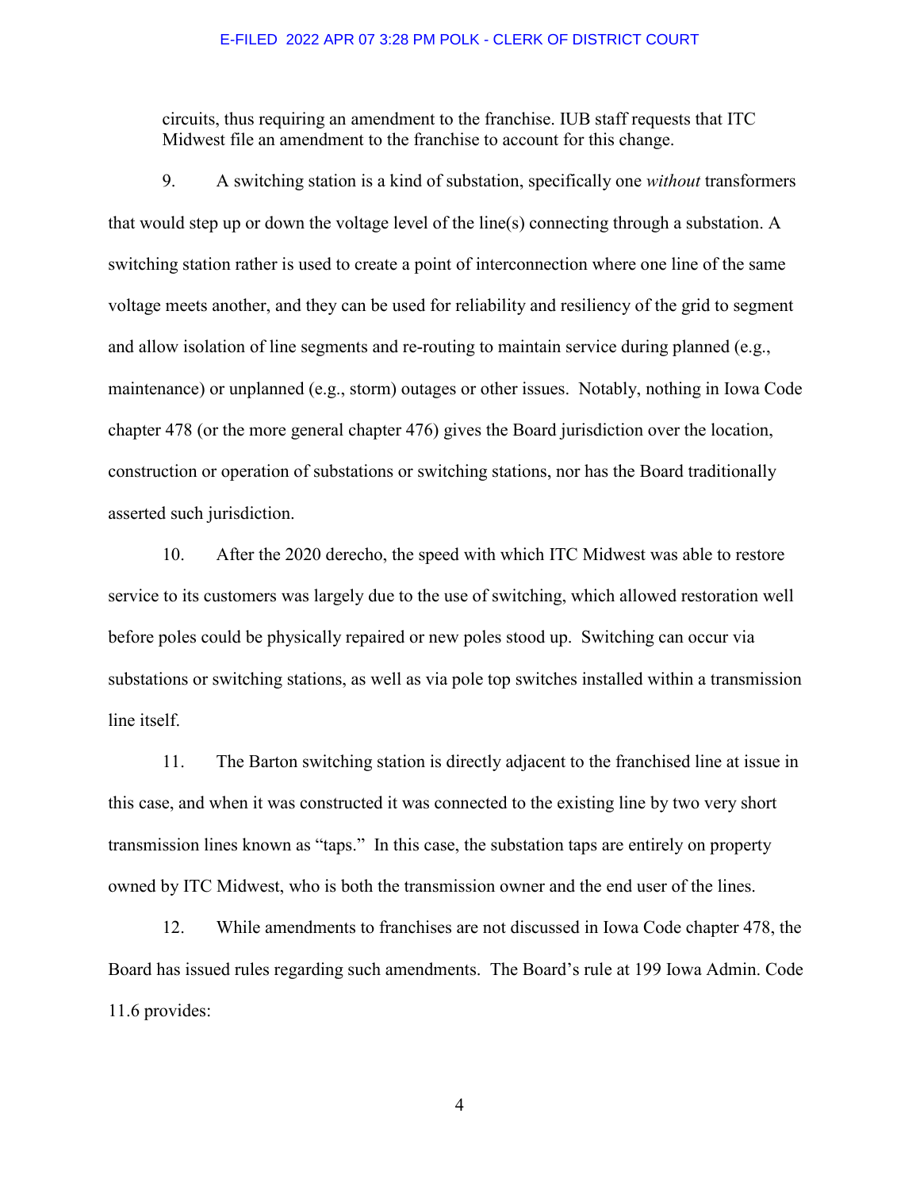> circuits, thus requiring an amendment to the franchise. IUB staff requests that ITC Midwest file an amendment to the franchise to account for this change.

9. A switching station is a kind of substation, specifically one *without* transformers that would step up or down the voltage level of the line(s) connecting through a substation. A switching station rather is used to create a point of interconnection where one line of the same voltage meets another, and they can be used for reliability and resiliency of the grid to segment and allow isolation of line segments and re-routing to maintain service during planned (e.g., maintenance) or unplanned (e.g., storm) outages or other issues. Notably, nothing in Iowa Code chapter 478 (or the more general chapter 476) gives the Board jurisdiction over the location, construction or operation of substations or switching stations, nor has the Board traditionally asserted such jurisdiction.

10. After the 2020 derecho, the speed with which ITC Midwest was able to restore service to its customers was largely due to the use of switching, which allowed restoration well before poles could be physically repaired or new poles stood up. Switching can occur via substations or switching stations, as well as via pole top switches installed within a transmission line itself.

11. The Barton switching station is directly adjacent to the franchised line at issue in this case, and when it was constructed it was connected to the existing line by two very short transmission lines known as "taps." In this case, the substation taps are entirely on property owned by ITC Midwest, who is both the transmission owner and the end user of the lines.

12. While amendments to franchises are not discussed in Iowa Code chapter 478, the Board has issued rules regarding such amendments. The Board's rule at 199 Iowa Admin. Code 11.6 provides: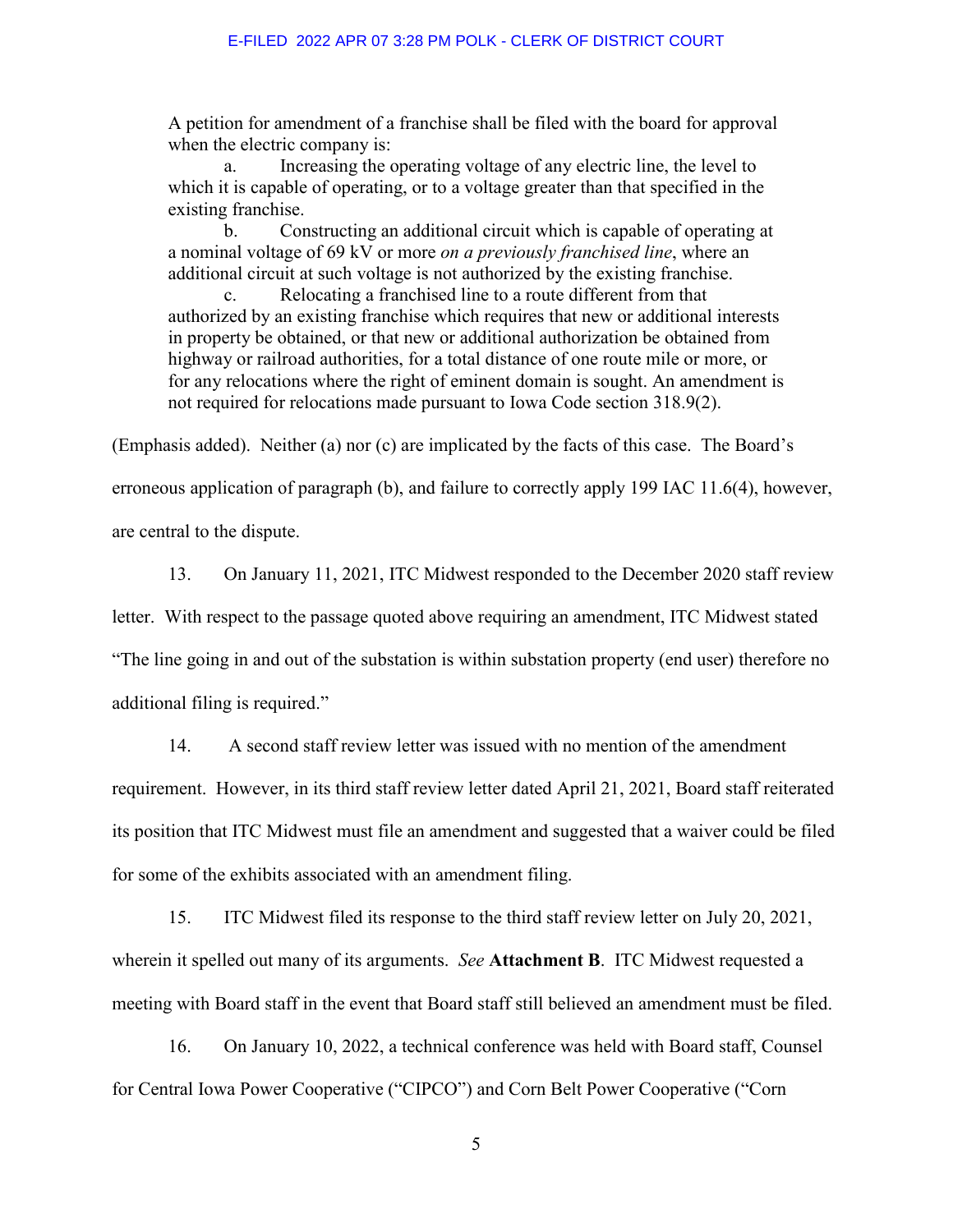> A petition for amendment of a franchise shall be filed with the board for approval when the electric company is:
>
> a. Increasing the operating voltage of any electric line, the level to which it is capable of operating, or to a voltage greater than that specified in the existing franchise.
>
> b. Constructing an additional circuit which is capable of operating at a nominal voltage of 69 kV or more *on a previously franchised line*, where an additional circuit at such voltage is not authorized by the existing franchise.
>
> c. Relocating a franchised line to a route different from that authorized by an existing franchise which requires that new or additional interests in property be obtained, or that new or additional authorization be obtained from highway or railroad authorities, for a total distance of one route mile or more, or for any relocations where the right of eminent domain is sought. An amendment is not required for relocations made pursuant to Iowa Code section 318.9(2).

(Emphasis added). Neither (a) nor (c) are implicated by the facts of this case. The Board's erroneous application of paragraph (b), and failure to correctly apply 199 IAC 11.6(4), however, are central to the dispute.

13. On January 11, 2021, ITC Midwest responded to the December 2020 staff review letter. With respect to the passage quoted above requiring an amendment, ITC Midwest stated "The line going in and out of the substation is within substation property (end user) therefore no additional filing is required."

14. A second staff review letter was issued with no mention of the amendment requirement. However, in its third staff review letter dated April 21, 2021, Board staff reiterated its position that ITC Midwest must file an amendment and suggested that a waiver could be filed for some of the exhibits associated with an amendment filing.

15. ITC Midwest filed its response to the third staff review letter on July 20, 2021, wherein it spelled out many of its arguments. *See* **Attachment B**. ITC Midwest requested a meeting with Board staff in the event that Board staff still believed an amendment must be filed.

16. On January 10, 2022, a technical conference was held with Board staff, Counsel for Central Iowa Power Cooperative ("CIPCO") and Corn Belt Power Cooperative ("Corn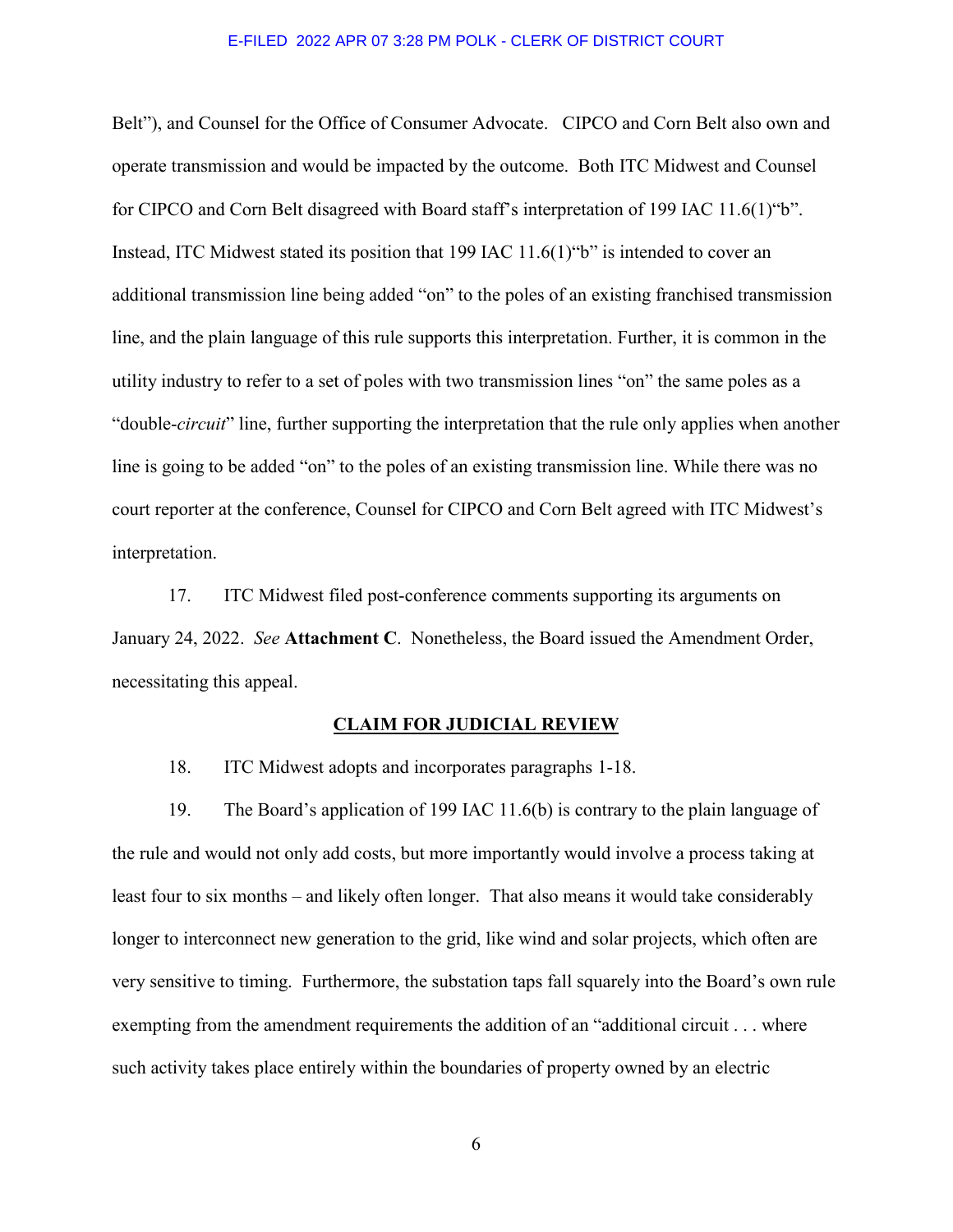Belt"), and Counsel for the Office of Consumer Advocate. CIPCO and Corn Belt also own and operate transmission and would be impacted by the outcome. Both ITC Midwest and Counsel for CIPCO and Corn Belt disagreed with Board staff's interpretation of 199 IAC 11.6(1)"b". Instead, ITC Midwest stated its position that 199 IAC 11.6(1)"b" is intended to cover an additional transmission line being added "on" to the poles of an existing franchised transmission line, and the plain language of this rule supports this interpretation. Further, it is common in the utility industry to refer to a set of poles with two transmission lines "on" the same poles as a "double-*circuit*" line, further supporting the interpretation that the rule only applies when another line is going to be added "on" to the poles of an existing transmission line. While there was no court reporter at the conference, Counsel for CIPCO and Corn Belt agreed with ITC Midwest's interpretation.

17. ITC Midwest filed post-conference comments supporting its arguments on January 24, 2022. *See* **Attachment C**. Nonetheless, the Board issued the Amendment Order, necessitating this appeal.

## CLAIM FOR JUDICIAL REVIEW

18. ITC Midwest adopts and incorporates paragraphs 1-18.

19. The Board's application of 199 IAC 11.6(b) is contrary to the plain language of the rule and would not only add costs, but more importantly would involve a process taking at least four to six months – and likely often longer. That also means it would take considerably longer to interconnect new generation to the grid, like wind and solar projects, which often are very sensitive to timing. Furthermore, the substation taps fall squarely into the Board's own rule exempting from the amendment requirements the addition of an "additional circuit . . . where such activity takes place entirely within the boundaries of property owned by an electric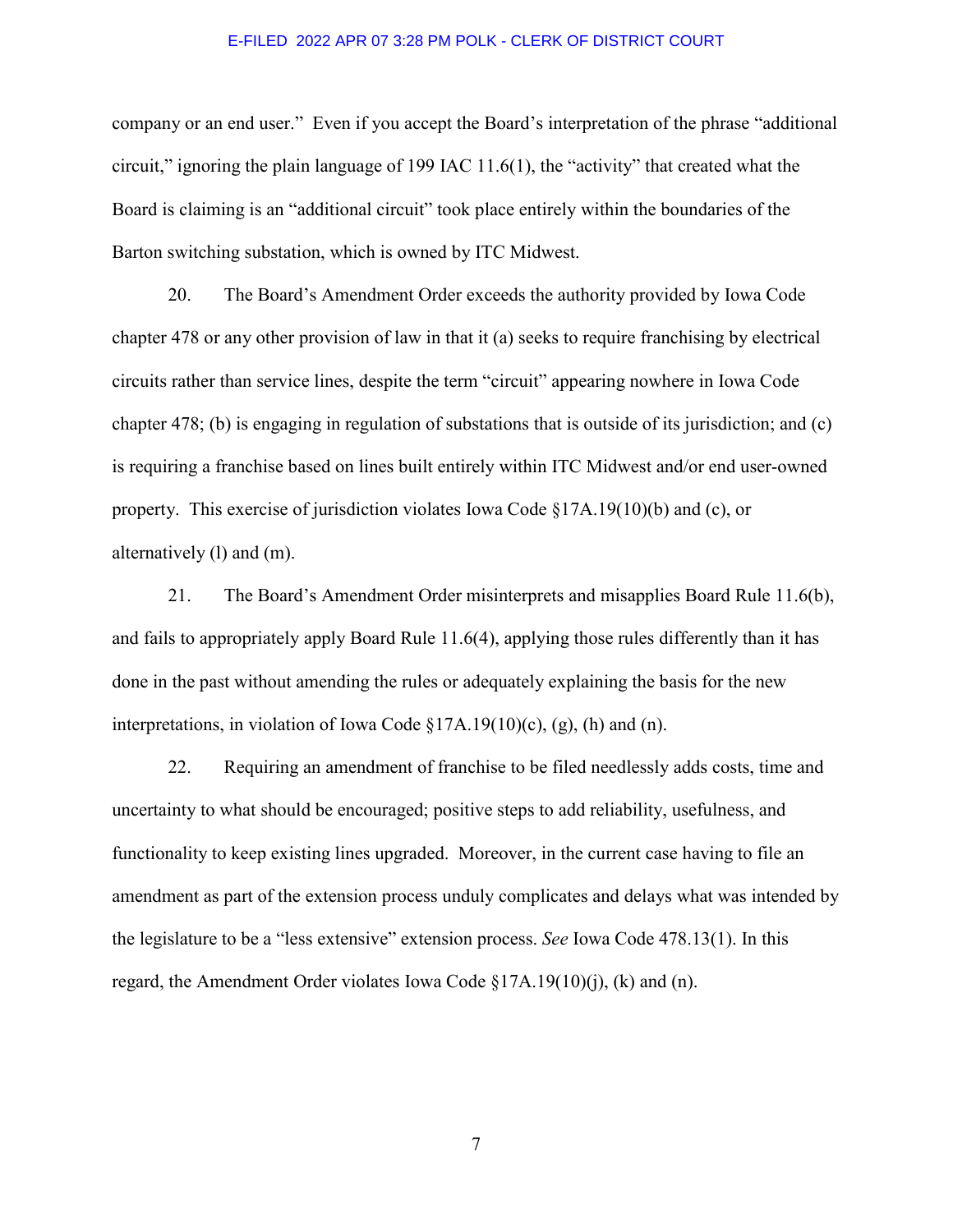company or an end user." Even if you accept the Board's interpretation of the phrase "additional circuit," ignoring the plain language of 199 IAC 11.6(1), the "activity" that created what the Board is claiming is an "additional circuit" took place entirely within the boundaries of the Barton switching substation, which is owned by ITC Midwest.

20. The Board's Amendment Order exceeds the authority provided by Iowa Code chapter 478 or any other provision of law in that it (a) seeks to require franchising by electrical circuits rather than service lines, despite the term "circuit" appearing nowhere in Iowa Code chapter 478; (b) is engaging in regulation of substations that is outside of its jurisdiction; and (c) is requiring a franchise based on lines built entirely within ITC Midwest and/or end user-owned property. This exercise of jurisdiction violates Iowa Code §17A.19(10)(b) and (c), or alternatively (l) and (m).

21. The Board's Amendment Order misinterprets and misapplies Board Rule 11.6(b), and fails to appropriately apply Board Rule 11.6(4), applying those rules differently than it has done in the past without amending the rules or adequately explaining the basis for the new interpretations, in violation of Iowa Code §17A.19(10)(c), (g), (h) and (n).

22. Requiring an amendment of franchise to be filed needlessly adds costs, time and uncertainty to what should be encouraged; positive steps to add reliability, usefulness, and functionality to keep existing lines upgraded. Moreover, in the current case having to file an amendment as part of the extension process unduly complicates and delays what was intended by the legislature to be a "less extensive" extension process. *See* Iowa Code 478.13(1). In this regard, the Amendment Order violates Iowa Code §17A.19(10)(j), (k) and (n).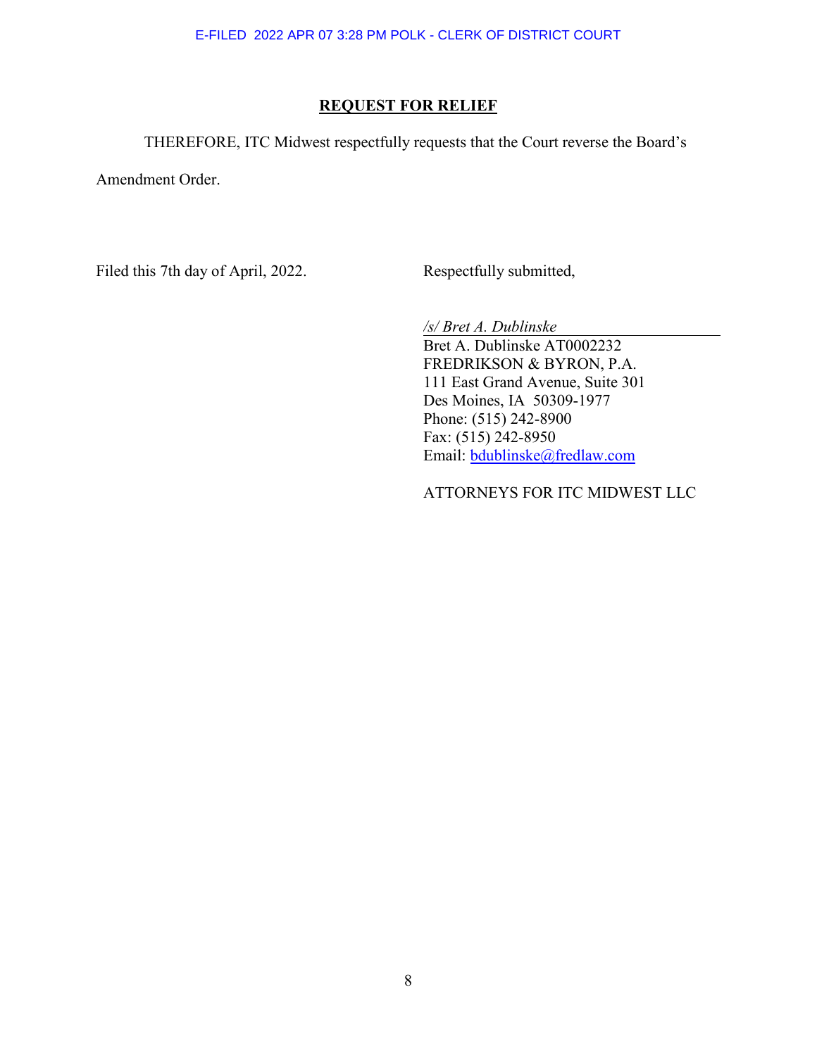E-FILED 2022 APR 07 3:28 PM POLK - CLERK OF DISTRICT COURT

## REQUEST FOR RELIEF

THEREFORE, ITC Midwest respectfully requests that the Court reverse the Board's Amendment Order.

Filed this 7th day of April, 2022.

Respectfully submitted,

*/s/ Bret A. Dublinske*
Bret A. Dublinske AT0002232
FREDRIKSON & BYRON, P.A.
111 East Grand Avenue, Suite 301
Des Moines, IA 50309-1977
Phone: (515) 242-8900
Fax: (515) 242-8950
Email: bdublinske@fredlaw.com

ATTORNEYS FOR ITC MIDWEST LLC